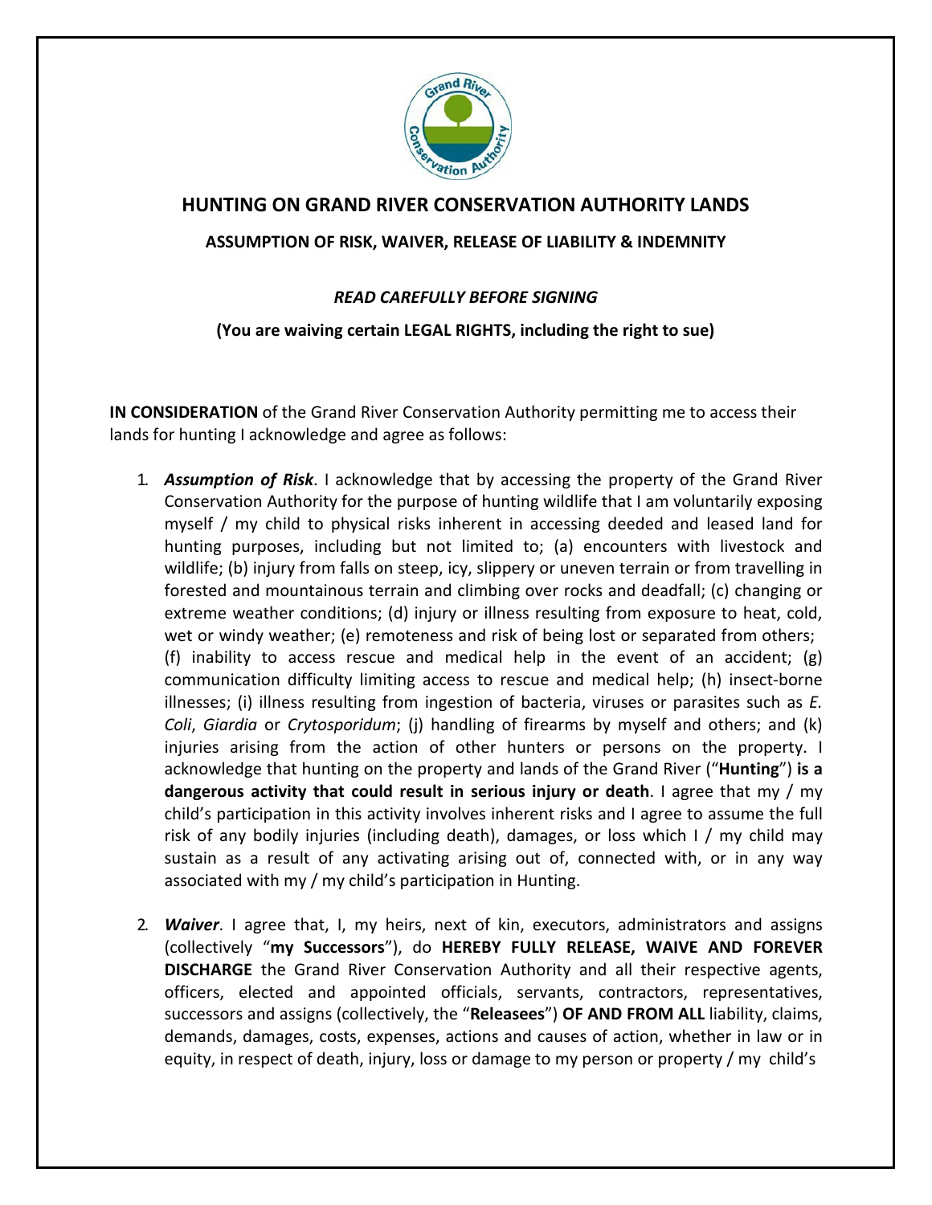# HUNTING ON GRAND RIVER CONSERVATION AUTHORITY LANDS

## ASSUMPTION OF RISK, WAIVER, RELEASE OF LIABILITY & INDEMNITY

***READ CAREFULLY BEFORE SIGNING***

**(You are waiving certain LEGAL RIGHTS, including the right to sue)**

**IN CONSIDERATION** of the Grand River Conservation Authority permitting me to access their lands for hunting I acknowledge and agree as follows:

1. ***Assumption of Risk***. I acknowledge that by accessing the property of the Grand River Conservation Authority for the purpose of hunting wildlife that I am voluntarily exposing myself / my child to physical risks inherent in accessing deeded and leased land for hunting purposes, including but not limited to; (a) encounters with livestock and wildlife; (b) injury from falls on steep, icy, slippery or uneven terrain or from travelling in forested and mountainous terrain and climbing over rocks and deadfall; (c) changing or extreme weather conditions; (d) injury or illness resulting from exposure to heat, cold, wet or windy weather; (e) remoteness and risk of being lost or separated from others; (f) inability to access rescue and medical help in the event of an accident; (g) communication difficulty limiting access to rescue and medical help; (h) insect-borne illnesses; (i) illness resulting from ingestion of bacteria, viruses or parasites such as *E. Coli*, *Giardia* or *Crytosporidum*; (j) handling of firearms by myself and others; and (k) injuries arising from the action of other hunters or persons on the property. I acknowledge that hunting on the property and lands of the Grand River ("**Hunting**") **is a dangerous activity that could result in serious injury or death**. I agree that my / my child's participation in this activity involves inherent risks and I agree to assume the full risk of any bodily injuries (including death), damages, or loss which I / my child may sustain as a result of any activating arising out of, connected with, or in any way associated with my / my child's participation in Hunting.

2. ***Waiver***. I agree that, I, my heirs, next of kin, executors, administrators and assigns (collectively "**my Successors**"), do **HEREBY FULLY RELEASE, WAIVE AND FOREVER DISCHARGE** the Grand River Conservation Authority and all their respective agents, officers, elected and appointed officials, servants, contractors, representatives, successors and assigns (collectively, the "**Releasees**") **OF AND FROM ALL** liability, claims, demands, damages, costs, expenses, actions and causes of action, whether in law or in equity, in respect of death, injury, loss or damage to my person or property / my child's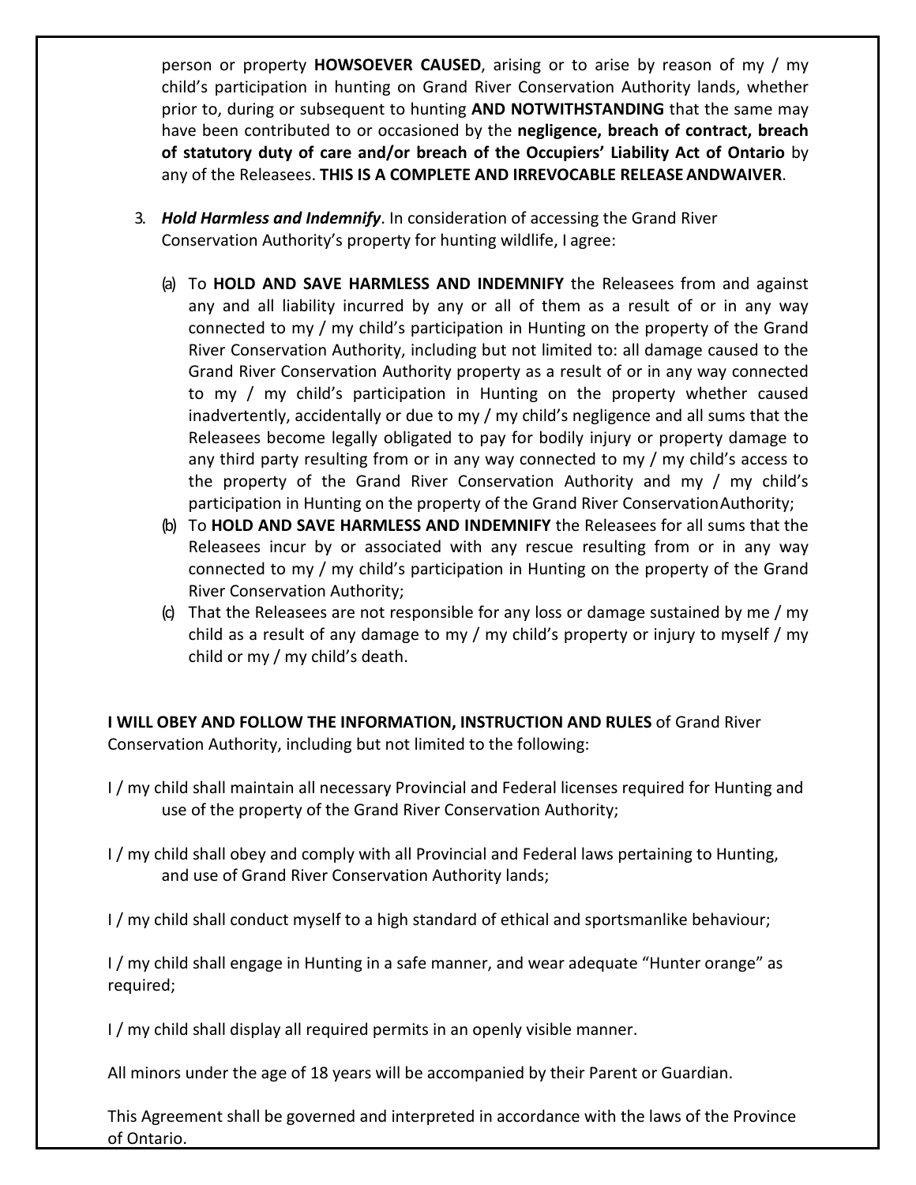person or property **HOWSOEVER CAUSED**, arising or to arise by reason of my / my child's participation in hunting on Grand River Conservation Authority lands, whether prior to, during or subsequent to hunting **AND NOTWITHSTANDING** that the same may have been contributed to or occasioned by the **negligence, breach of contract, breach of statutory duty of care and/or breach of the Occupiers' Liability Act of Ontario** by any of the Releasees. **THIS IS A COMPLETE AND IRREVOCABLE RELEASE ANDWAIVER**.

3. ***Hold Harmless and Indemnify***. In consideration of accessing the Grand River Conservation Authority's property for hunting wildlife, I agree:

   (a) To **HOLD AND SAVE HARMLESS AND INDEMNIFY** the Releasees from and against any and all liability incurred by any or all of them as a result of or in any way connected to my / my child's participation in Hunting on the property of the Grand River Conservation Authority, including but not limited to: all damage caused to the Grand River Conservation Authority property as a result of or in any way connected to my / my child's participation in Hunting on the property whether caused inadvertently, accidentally or due to my / my child's negligence and all sums that the Releasees become legally obligated to pay for bodily injury or property damage to any third party resulting from or in any way connected to my / my child's access to the property of the Grand River Conservation Authority and my / my child's participation in Hunting on the property of the Grand River ConservationAuthority;

   (b) To **HOLD AND SAVE HARMLESS AND INDEMNIFY** the Releasees for all sums that the Releasees incur by or associated with any rescue resulting from or in any way connected to my / my child's participation in Hunting on the property of the Grand River Conservation Authority;

   (c) That the Releasees are not responsible for any loss or damage sustained by me / my child as a result of any damage to my / my child's property or injury to myself / my child or my / my child's death.

**I WILL OBEY AND FOLLOW THE INFORMATION, INSTRUCTION AND RULES** of Grand River Conservation Authority, including but not limited to the following:

I / my child shall maintain all necessary Provincial and Federal licenses required for Hunting and use of the property of the Grand River Conservation Authority;

I / my child shall obey and comply with all Provincial and Federal laws pertaining to Hunting, and use of Grand River Conservation Authority lands;

I / my child shall conduct myself to a high standard of ethical and sportsmanlike behaviour;

I / my child shall engage in Hunting in a safe manner, and wear adequate "Hunter orange" as required;

I / my child shall display all required permits in an openly visible manner.

All minors under the age of 18 years will be accompanied by their Parent or Guardian.

This Agreement shall be governed and interpreted in accordance with the laws of the Province of Ontario.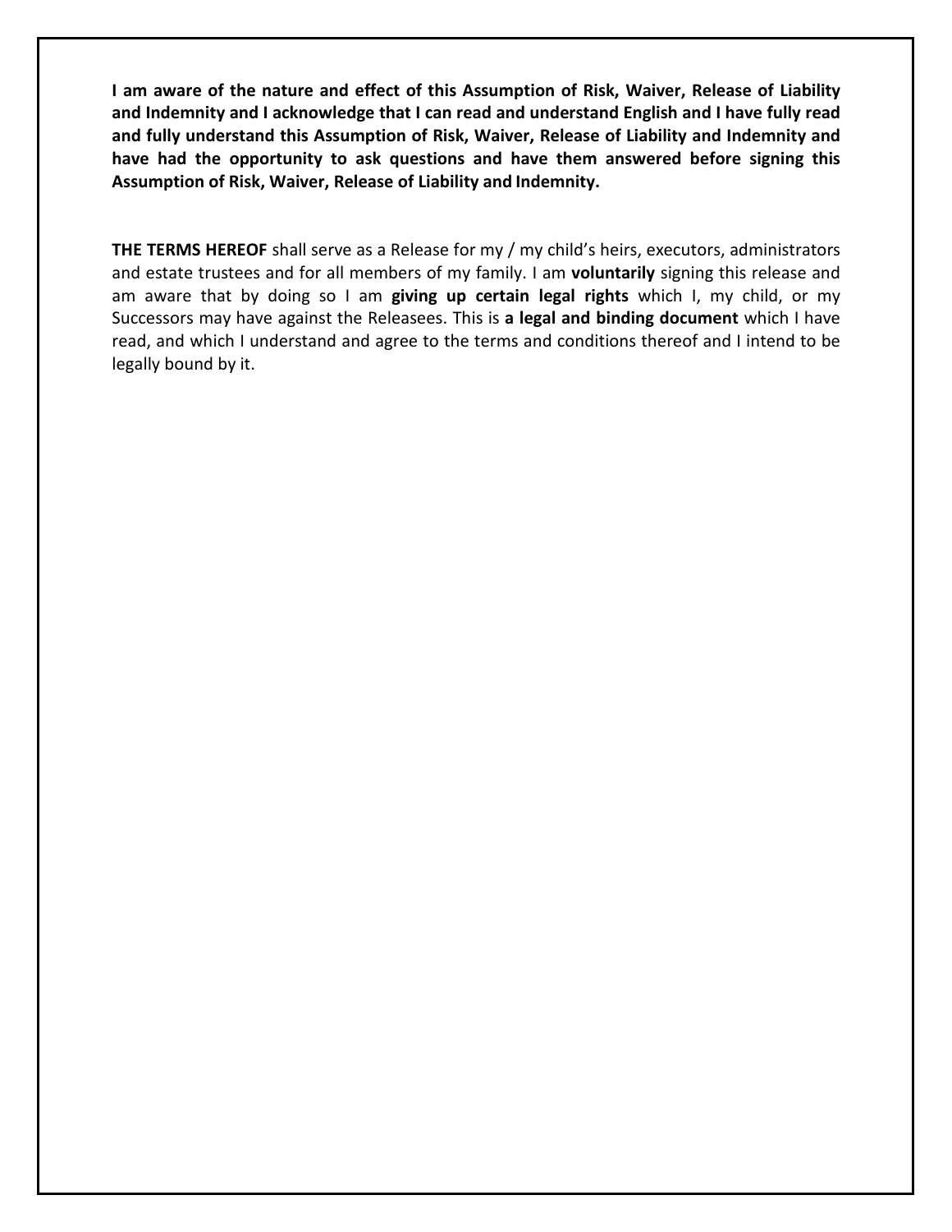**I am aware of the nature and effect of this Assumption of Risk, Waiver, Release of Liability and Indemnity and I acknowledge that I can read and understand English and I have fully read and fully understand this Assumption of Risk, Waiver, Release of Liability and Indemnity and have had the opportunity to ask questions and have them answered before signing this Assumption of Risk, Waiver, Release of Liability and Indemnity.**

**THE TERMS HEREOF** shall serve as a Release for my / my child's heirs, executors, administrators and estate trustees and for all members of my family. I am **voluntarily** signing this release and am aware that by doing so I am **giving up certain legal rights** which I, my child, or my Successors may have against the Releasees. This is **a legal and binding document** which I have read, and which I understand and agree to the terms and conditions thereof and I intend to be legally bound by it.